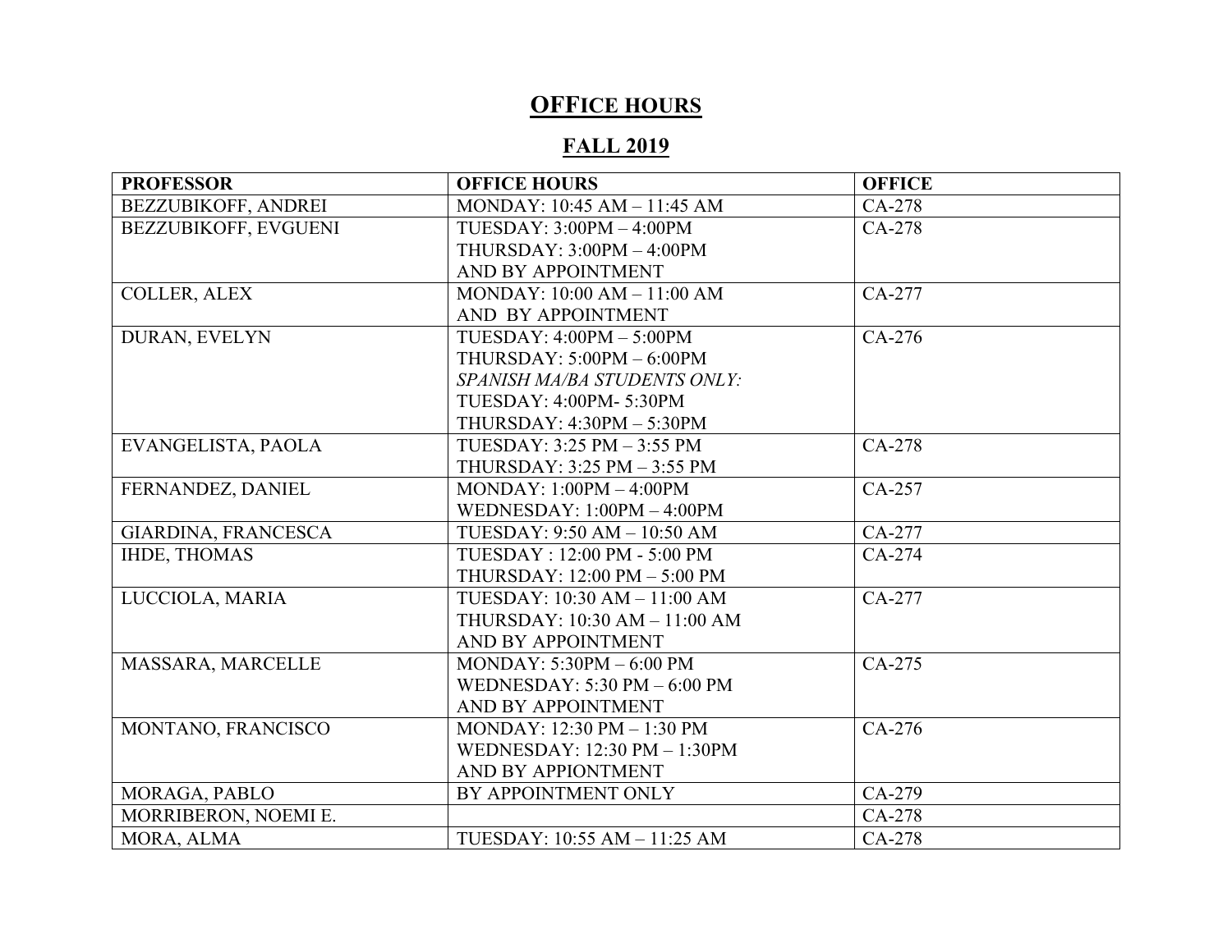# OFFICE HOURS

## FALL 2019

| PROFESSOR | OFFICE HOURS | OFFICE |
|---|---|---|
| BEZZUBIKOFF, ANDREI | MONDAY: 10:45 AM – 11:45 AM | CA-278 |
| BEZZUBIKOFF, EVGUENI | TUESDAY: 3:00PM – 4:00PM<br>THURSDAY: 3:00PM – 4:00PM<br>AND BY APPOINTMENT | CA-278 |
| COLLER, ALEX | MONDAY: 10:00 AM – 11:00 AM<br>AND BY APPOINTMENT | CA-277 |
| DURAN, EVELYN | TUESDAY: 4:00PM – 5:00PM<br>THURSDAY: 5:00PM – 6:00PM<br>*SPANISH MA/BA STUDENTS ONLY:*<br>TUESDAY: 4:00PM- 5:30PM<br>THURSDAY: 4:30PM – 5:30PM | CA-276 |
| EVANGELISTA, PAOLA | TUESDAY: 3:25 PM – 3:55 PM<br>THURSDAY: 3:25 PM – 3:55 PM | CA-278 |
| FERNANDEZ, DANIEL | MONDAY: 1:00PM – 4:00PM<br>WEDNESDAY: 1:00PM – 4:00PM | CA-257 |
| GIARDINA, FRANCESCA | TUESDAY: 9:50 AM – 10:50 AM | CA-277 |
| IHDE, THOMAS | TUESDAY : 12:00 PM - 5:00 PM<br>THURSDAY: 12:00 PM – 5:00 PM | CA-274 |
| LUCCIOLA, MARIA | TUESDAY: 10:30 AM – 11:00 AM<br>THURSDAY: 10:30 AM – 11:00 AM<br>AND BY APPOINTMENT | CA-277 |
| MASSARA, MARCELLE | MONDAY: 5:30PM – 6:00 PM<br>WEDNESDAY: 5:30 PM – 6:00 PM<br>AND BY APPOINTMENT | CA-275 |
| MONTANO, FRANCISCO | MONDAY: 12:30 PM – 1:30 PM<br>WEDNESDAY: 12:30 PM – 1:30PM<br>AND BY APPIONTMENT | CA-276 |
| MORAGA, PABLO | BY APPOINTMENT ONLY | CA-279 |
| MORRIBERON, NOEMI E. | | CA-278 |
| MORA, ALMA | TUESDAY: 10:55 AM – 11:25 AM | CA-278 |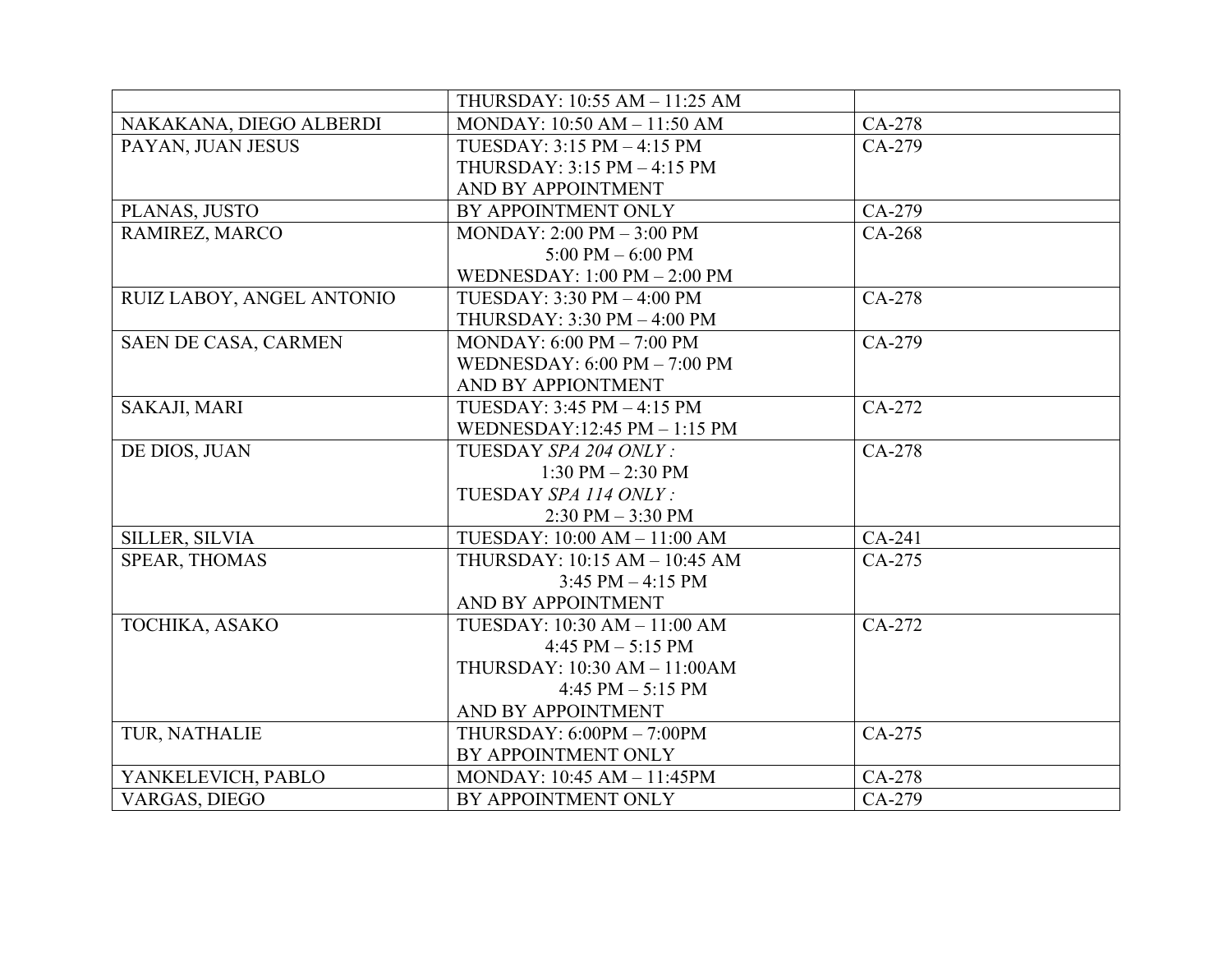| | | |
|---|---|---|
| | THURSDAY: 10:55 AM – 11:25 AM | |
| NAKAKANA, DIEGO ALBERDI | MONDAY: 10:50 AM – 11:50 AM | CA-278 |
| PAYAN, JUAN JESUS | TUESDAY: 3:15 PM – 4:15 PM<br>THURSDAY: 3:15 PM – 4:15 PM<br>AND BY APPOINTMENT | CA-279 |
| PLANAS, JUSTO | BY APPOINTMENT ONLY | CA-279 |
| RAMIREZ, MARCO | MONDAY: 2:00 PM – 3:00 PM<br>5:00 PM – 6:00 PM<br>WEDNESDAY: 1:00 PM – 2:00 PM | CA-268 |
| RUIZ LABOY, ANGEL ANTONIO | TUESDAY: 3:30 PM – 4:00 PM<br>THURSDAY: 3:30 PM – 4:00 PM | CA-278 |
| SAEN DE CASA, CARMEN | MONDAY: 6:00 PM – 7:00 PM<br>WEDNESDAY: 6:00 PM – 7:00 PM<br>AND BY APPIONTMENT | CA-279 |
| SAKAJI, MARI | TUESDAY: 3:45 PM – 4:15 PM<br>WEDNESDAY:12:45 PM – 1:15 PM | CA-272 |
| DE DIOS, JUAN | TUESDAY *SPA 204 ONLY :*<br>1:30 PM – 2:30 PM<br>TUESDAY *SPA 114 ONLY :*<br>2:30 PM – 3:30 PM | CA-278 |
| SILLER, SILVIA | TUESDAY: 10:00 AM – 11:00 AM | CA-241 |
| SPEAR, THOMAS | THURSDAY: 10:15 AM – 10:45 AM<br>3:45 PM – 4:15 PM<br>AND BY APPOINTMENT | CA-275 |
| TOCHIKA, ASAKO | TUESDAY: 10:30 AM – 11:00 AM<br>4:45 PM – 5:15 PM<br>THURSDAY: 10:30 AM – 11:00AM<br>4:45 PM – 5:15 PM<br>AND BY APPOINTMENT | CA-272 |
| TUR, NATHALIE | THURSDAY: 6:00PM – 7:00PM<br>BY APPOINTMENT ONLY | CA-275 |
| YANKELEVICH, PABLO | MONDAY: 10:45 AM – 11:45PM | CA-278 |
| VARGAS, DIEGO | BY APPOINTMENT ONLY | CA-279 |